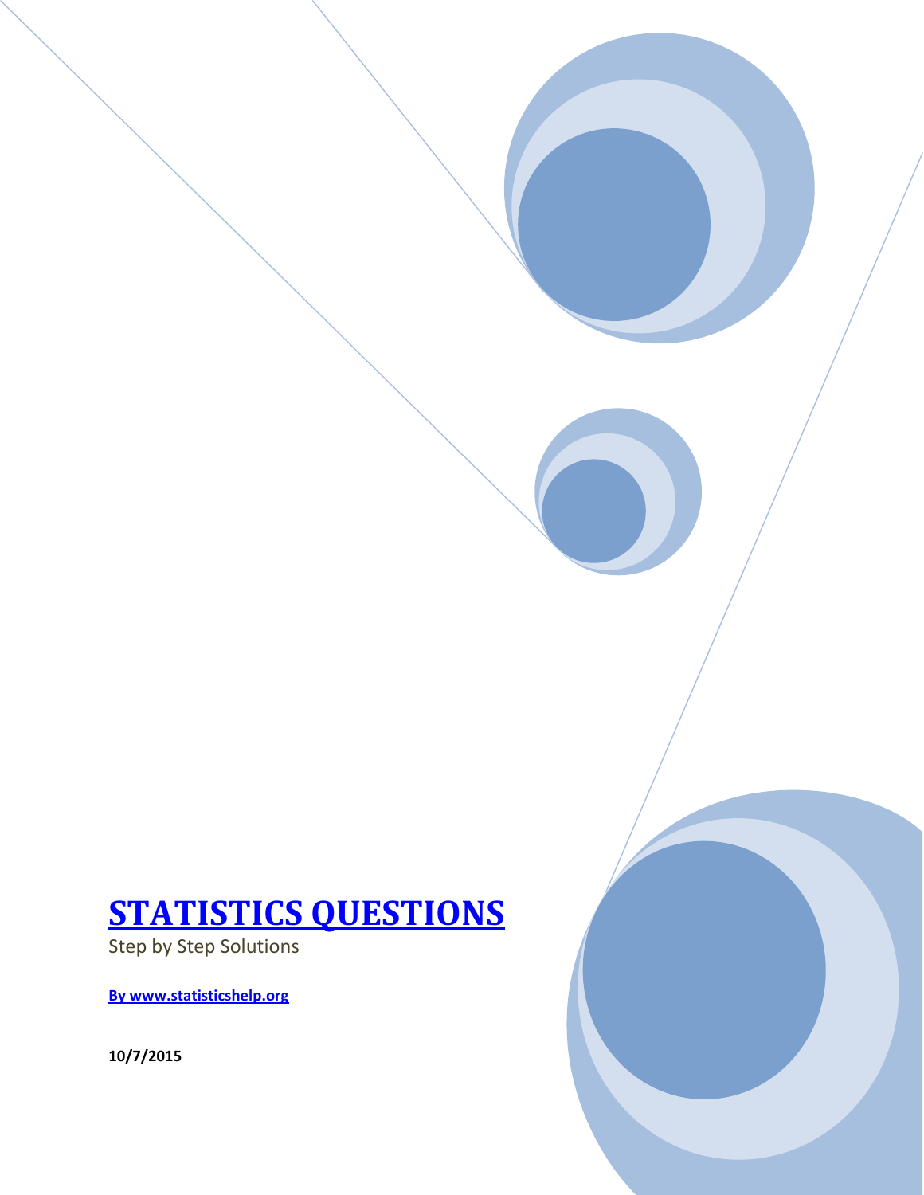# [STATISTICS QUESTIONS]

Step by Step Solutions

**[By www.statisticshelp.org]**

**10/7/2015**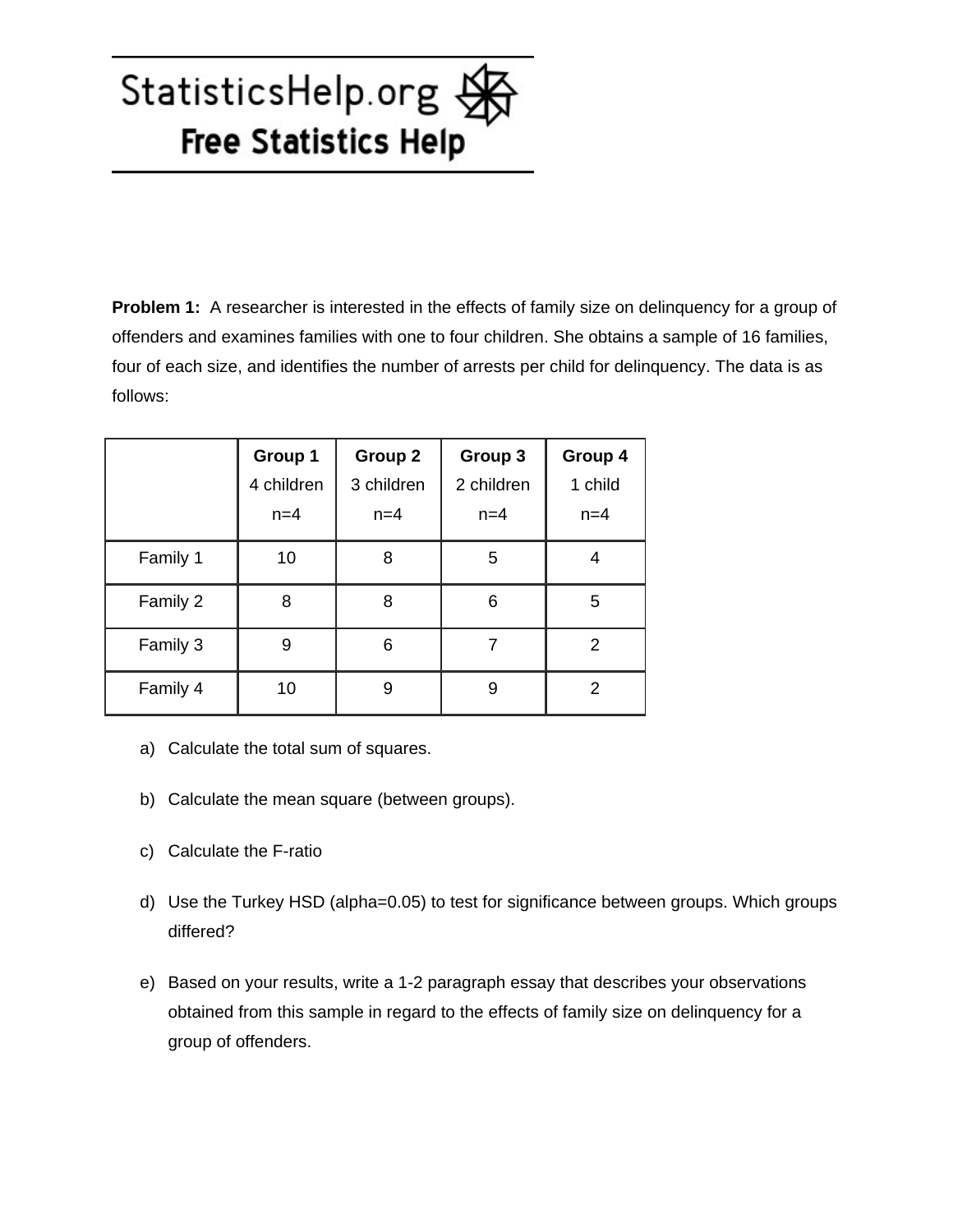StatisticsHelp.org

**Free Statistics Help**

**Problem 1:** A researcher is interested in the effects of family size on delinquency for a group of offenders and examines families with one to four children. She obtains a sample of 16 families, four of each size, and identifies the number of arrests per child for delinquency. The data is as follows:

| | **Group 1** 4 children n=4 | **Group 2** 3 children n=4 | **Group 3** 2 children n=4 | **Group 4** 1 child n=4 |
|---|---|---|---|---|
| Family 1 | 10 | 8 | 5 | 4 |
| Family 2 | 8 | 8 | 6 | 5 |
| Family 3 | 9 | 6 | 7 | 2 |
| Family 4 | 10 | 9 | 9 | 2 |

a) Calculate the total sum of squares.

b) Calculate the mean square (between groups).

c) Calculate the F-ratio

d) Use the Turkey HSD (alpha=0.05) to test for significance between groups. Which groups differed?

e) Based on your results, write a 1-2 paragraph essay that describes your observations obtained from this sample in regard to the effects of family size on delinquency for a group of offenders.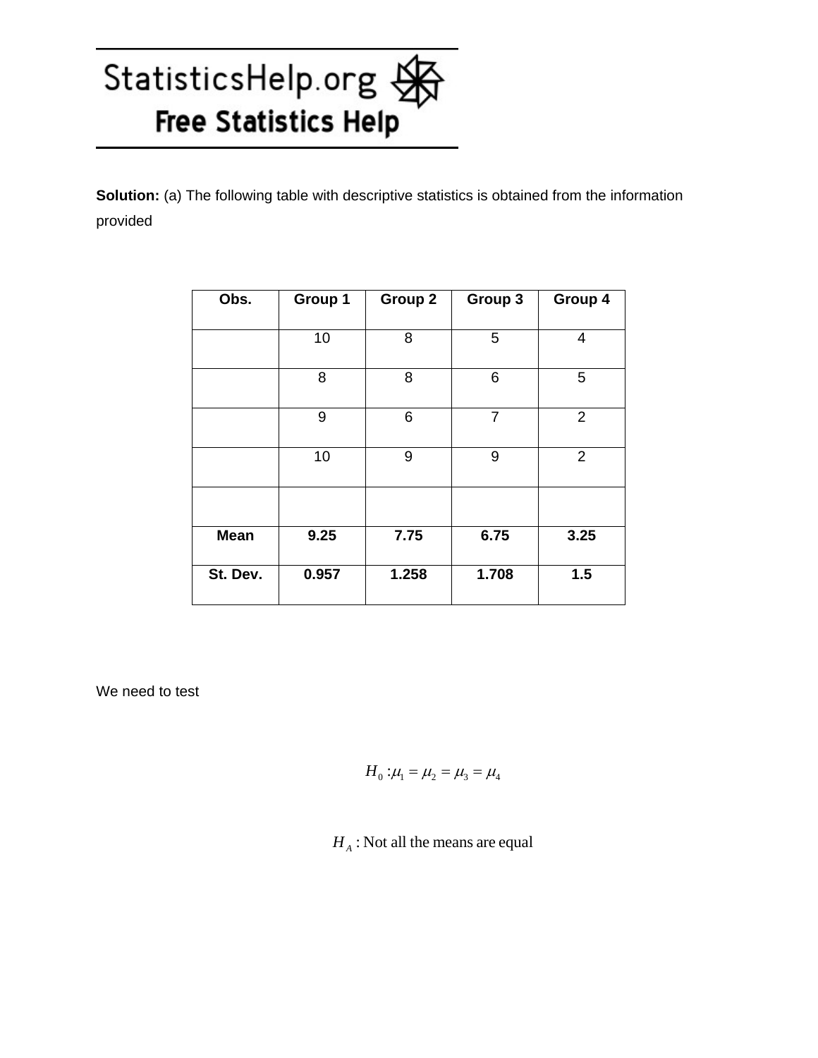**Solution:** (a) The following table with descriptive statistics is obtained from the information provided

| Obs. | Group 1 | Group 2 | Group 3 | Group 4 |
|---|---|---|---|---|
| | 10 | 8 | 5 | 4 |
| | 8 | 8 | 6 | 5 |
| | 9 | 6 | 7 | 2 |
| | 10 | 9 | 9 | 2 |
| | | | | |
| **Mean** | **9.25** | **7.75** | **6.75** | **3.25** |
| **St. Dev.** | **0.957** | **1.258** | **1.708** | **1.5** |

We need to test

$$H_0 : \mu_1 = \mu_2 = \mu_3 = \mu_4$$

$$H_A : \text{Not all the means are equal}$$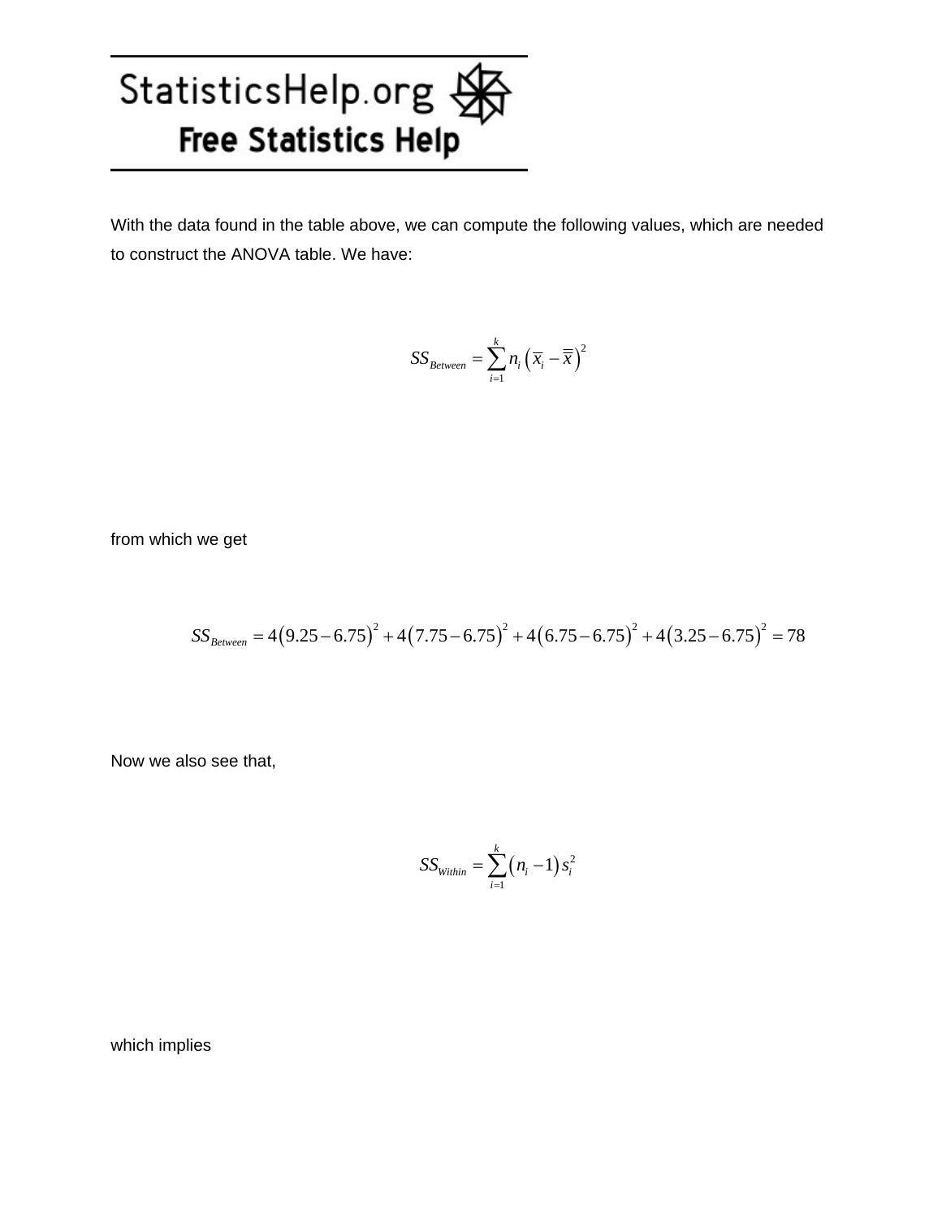With the data found in the table above, we can compute the following values, which are needed to construct the ANOVA table. We have:

$$SS_{Between} = \sum_{i=1}^{k} n_i \left( \overline{x}_i - \overline{\overline{x}} \right)^2$$

from which we get

$$SS_{Between} = 4(9.25 - 6.75)^2 + 4(7.75 - 6.75)^2 + 4(6.75 - 6.75)^2 + 4(3.25 - 6.75)^2 = 78$$

Now we also see that,

$$SS_{Within} = \sum_{i=1}^{k} (n_i - 1) s_i^2$$

which implies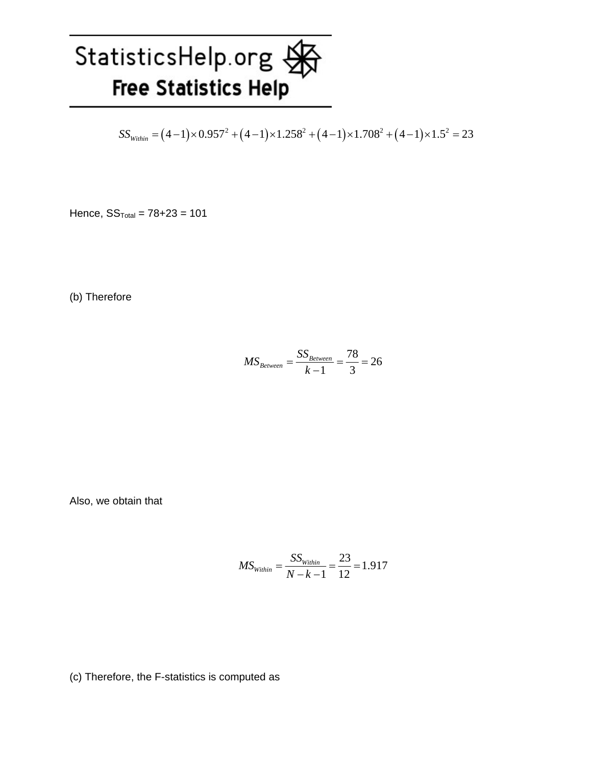$$SS_{Within} = (4-1)\times 0.957^2 + (4-1)\times 1.258^2 + (4-1)\times 1.708^2 + (4-1)\times 1.5^2 = 23$$

Hence, $SS_{Total}$ = 78+23 = 101

(b) Therefore

$$MS_{Between} = \frac{SS_{Between}}{k-1} = \frac{78}{3} = 26$$

Also, we obtain that

$$MS_{Within} = \frac{SS_{Within}}{N-k-1} = \frac{23}{12} = 1.917$$

(c) Therefore, the F-statistics is computed as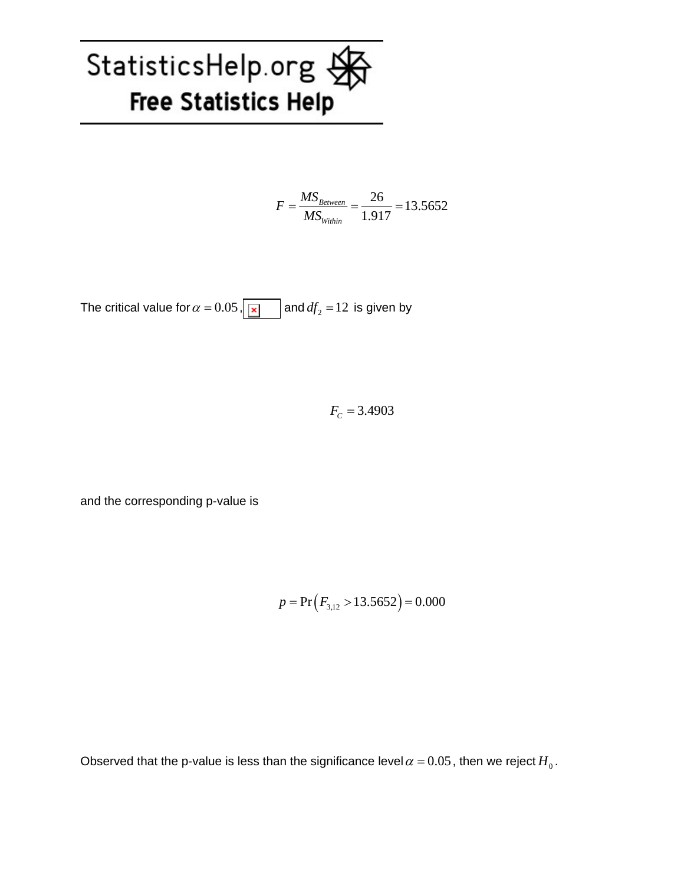$$F = \frac{MS_{Between}}{MS_{Within}} = \frac{26}{1.917} = 13.5652$$

The critical value for $\alpha = 0.05$, and $df_2 = 12$ is given by

$$F_C = 3.4903$$

and the corresponding p-value is

$$p = \Pr\left(F_{3,12} > 13.5652\right) = 0.000$$

Observed that the p-value is less than the significance level $\alpha = 0.05$, then we reject $H_0$.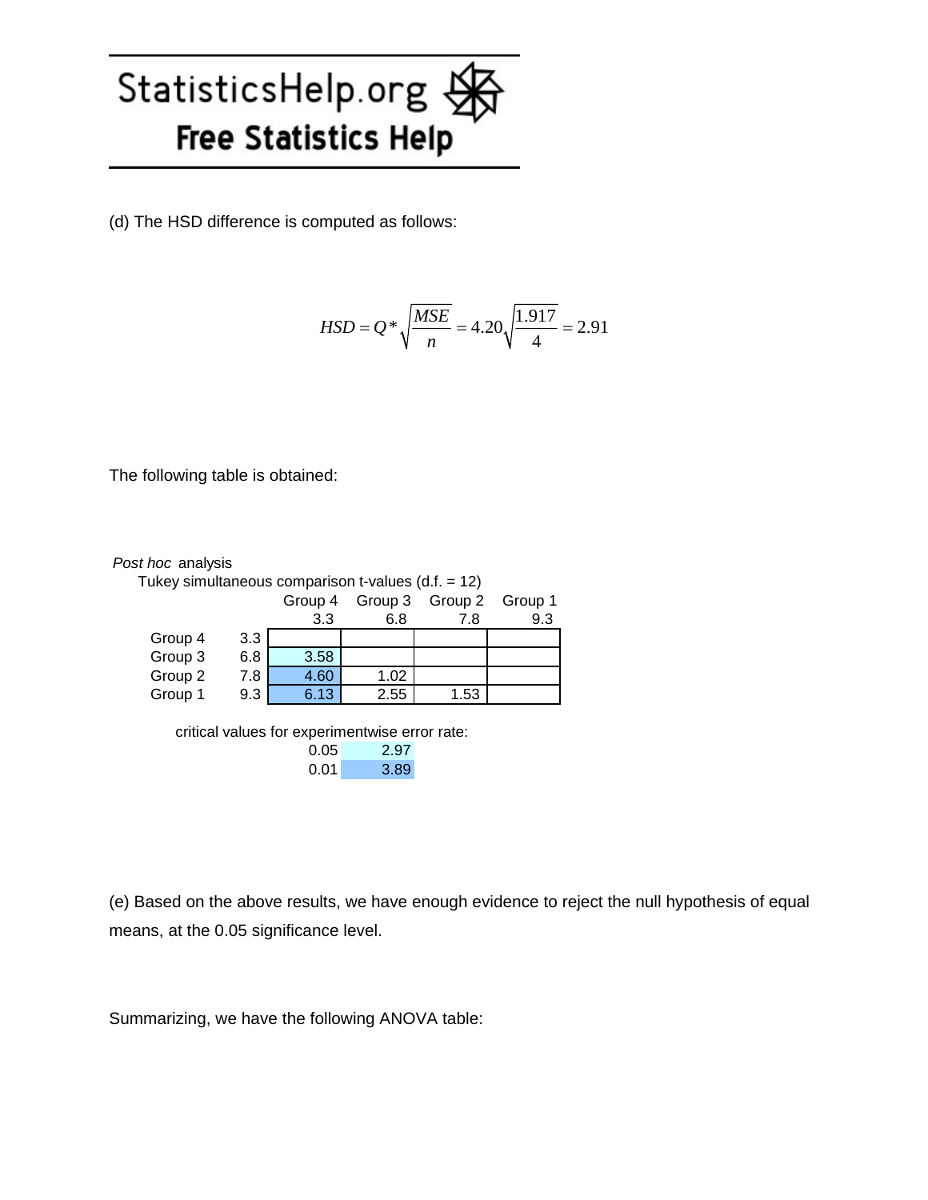(d) The HSD difference is computed as follows:

$$HSD = Q^* \sqrt{\frac{MSE}{n}} = 4.20 \sqrt{\frac{1.917}{4}} = 2.91$$

The following table is obtained:

*Post hoc* analysis

Tukey simultaneous comparison t-values (d.f. = 12)

| | | Group 4 | Group 3 | Group 2 | Group 1 |
|---|---|---|---|---|---|
| | | 3.3 | 6.8 | 7.8 | 9.3 |
| Group 4 | 3.3 | | | | |
| Group 3 | 6.8 | 3.58 | | | |
| Group 2 | 7.8 | 4.60 | 1.02 | | |
| Group 1 | 9.3 | 6.13 | 2.55 | 1.53 | |

critical values for experimentwise error rate:

| | |
|---|---|
| 0.05 | 2.97 |
| 0.01 | 3.89 |

(e) Based on the above results, we have enough evidence to reject the null hypothesis of equal means, at the 0.05 significance level.

Summarizing, we have the following ANOVA table: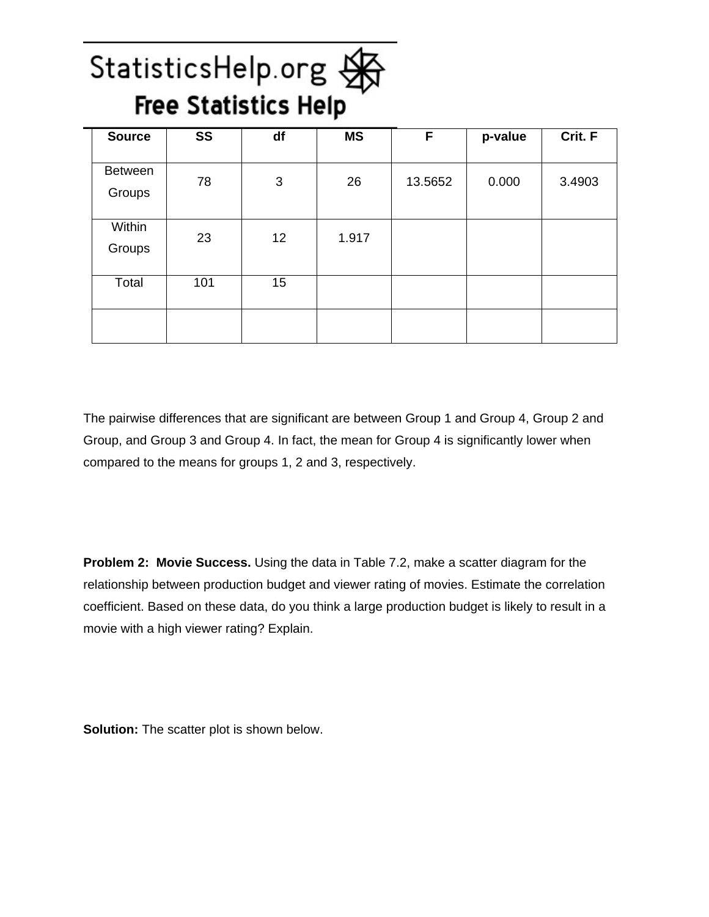| Source | SS | df | MS | F | p-value | Crit. F |
| --- | --- | --- | --- | --- | --- | --- |
| Between Groups | 78 | 3 | 26 | 13.5652 | 0.000 | 3.4903 |
| Within Groups | 23 | 12 | 1.917 | | | |
| Total | 101 | 15 | | | | |
| | | | | | | |

The pairwise differences that are significant are between Group 1 and Group 4, Group 2 and Group, and Group 3 and Group 4. In fact, the mean for Group 4 is significantly lower when compared to the means for groups 1, 2 and 3, respectively.

**Problem 2: Movie Success.** Using the data in Table 7.2, make a scatter diagram for the relationship between production budget and viewer rating of movies. Estimate the correlation coefficient. Based on these data, do you think a large production budget is likely to result in a movie with a high viewer rating? Explain.

**Solution:** The scatter plot is shown below.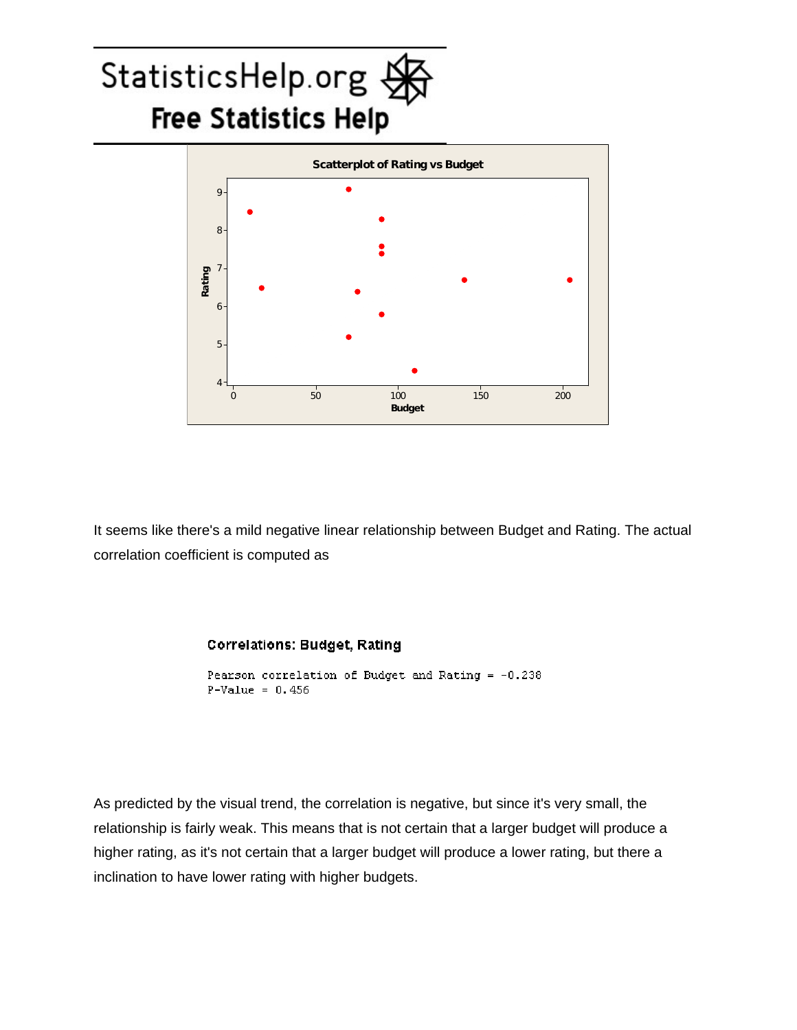It seems like there's a mild negative linear relationship between Budget and Rating. The actual correlation coefficient is computed as

**Correlations: Budget, Rating**

```
Pearson correlation of Budget and Rating = -0.238
P-Value = 0.456
```

As predicted by the visual trend, the correlation is negative, but since it's very small, the relationship is fairly weak. This means that is not certain that a larger budget will produce a higher rating, as it's not certain that a larger budget will produce a lower rating, but there a inclination to have lower rating with higher budgets.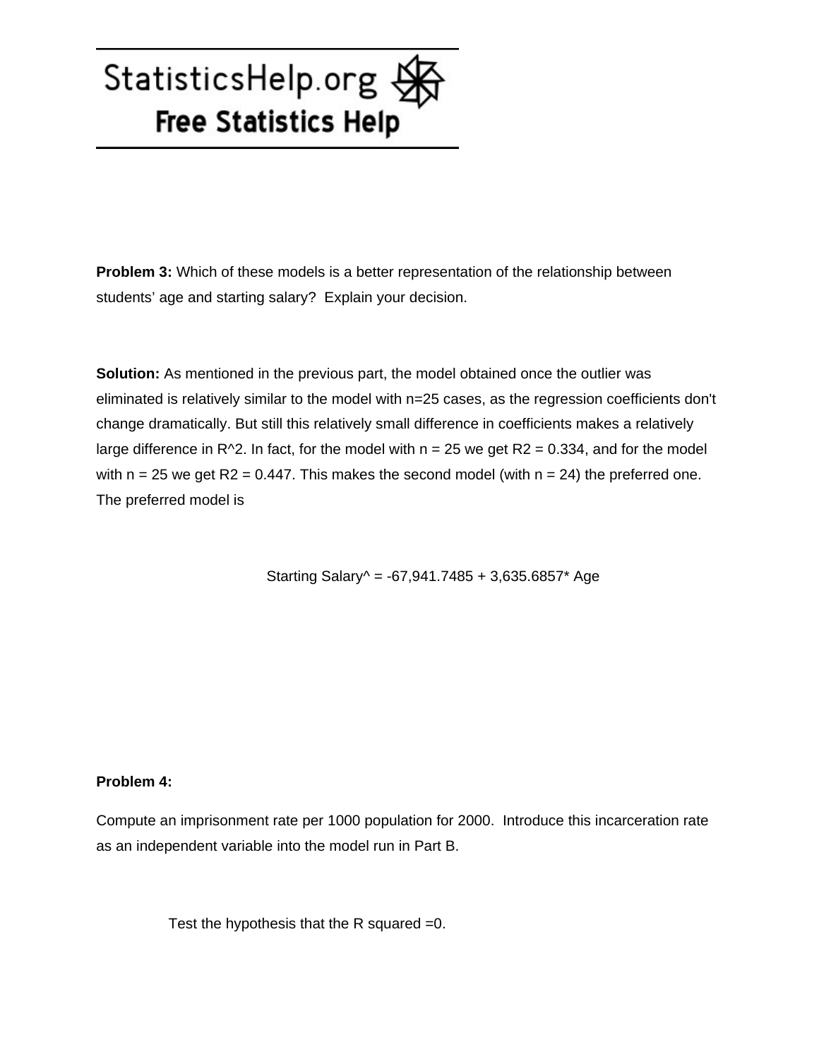**Problem 3:** Which of these models is a better representation of the relationship between students' age and starting salary? Explain your decision.

**Solution:** As mentioned in the previous part, the model obtained once the outlier was eliminated is relatively similar to the model with n=25 cases, as the regression coefficients don't change dramatically. But still this relatively small difference in coefficients makes a relatively large difference in $R^2$. In fact, for the model with n = 25 we get R2 = 0.334, and for the model with n = 25 we get R2 = 0.447. This makes the second model (with n = 24) the preferred one. The preferred model is

$$\text{Starting Salary}\hat{} = -67{,}941.7485 + 3{,}635.6857 * \text{Age}$$

**Problem 4:**

Compute an imprisonment rate per 1000 population for 2000. Introduce this incarceration rate as an independent variable into the model run in Part B.

Test the hypothesis that the R squared =0.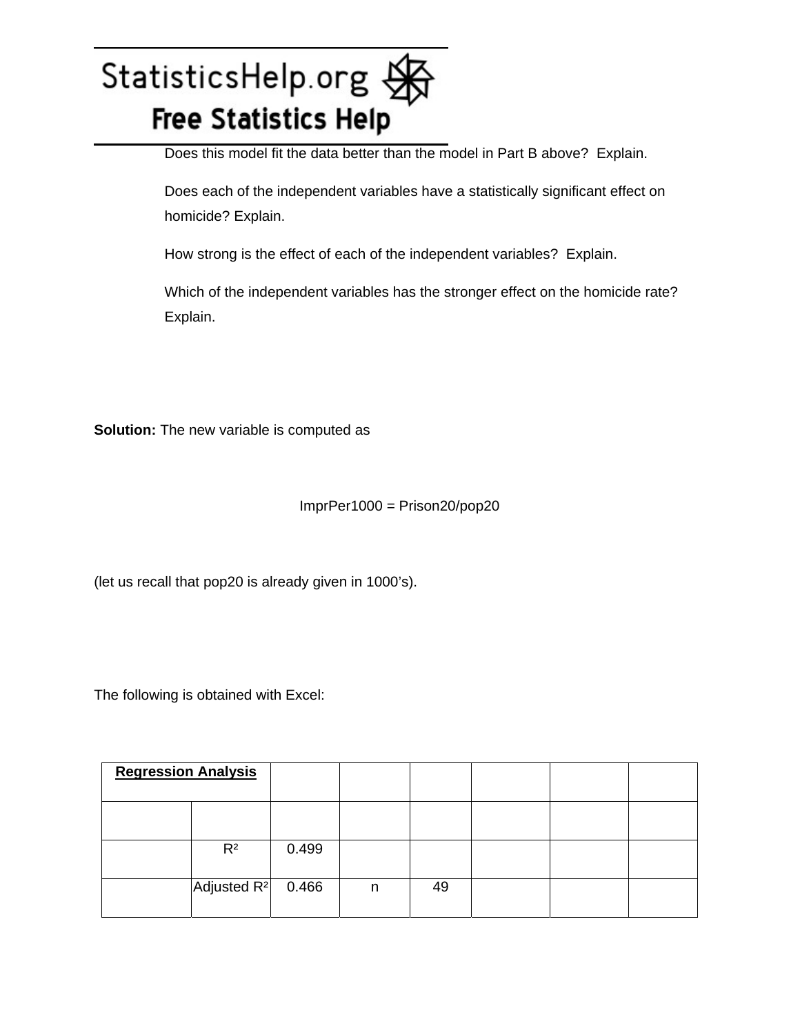Does this model fit the data better than the model in Part B above? Explain.

Does each of the independent variables have a statistically significant effect on homicide? Explain.

How strong is the effect of each of the independent variables? Explain.

Which of the independent variables has the stronger effect on the homicide rate? Explain.

**Solution:** The new variable is computed as

ImprPer1000 = Prison20/pop20

(let us recall that pop20 is already given in 1000's).

The following is obtained with Excel:

| **Regression Analysis** | | | | | | | |
|---|---|---|---|---|---|---|---|
| | | | | | | | |
| | $R^2$ | 0.499 | | | | | |
| | Adjusted $R^2$ | 0.466 | n | 49 | | | |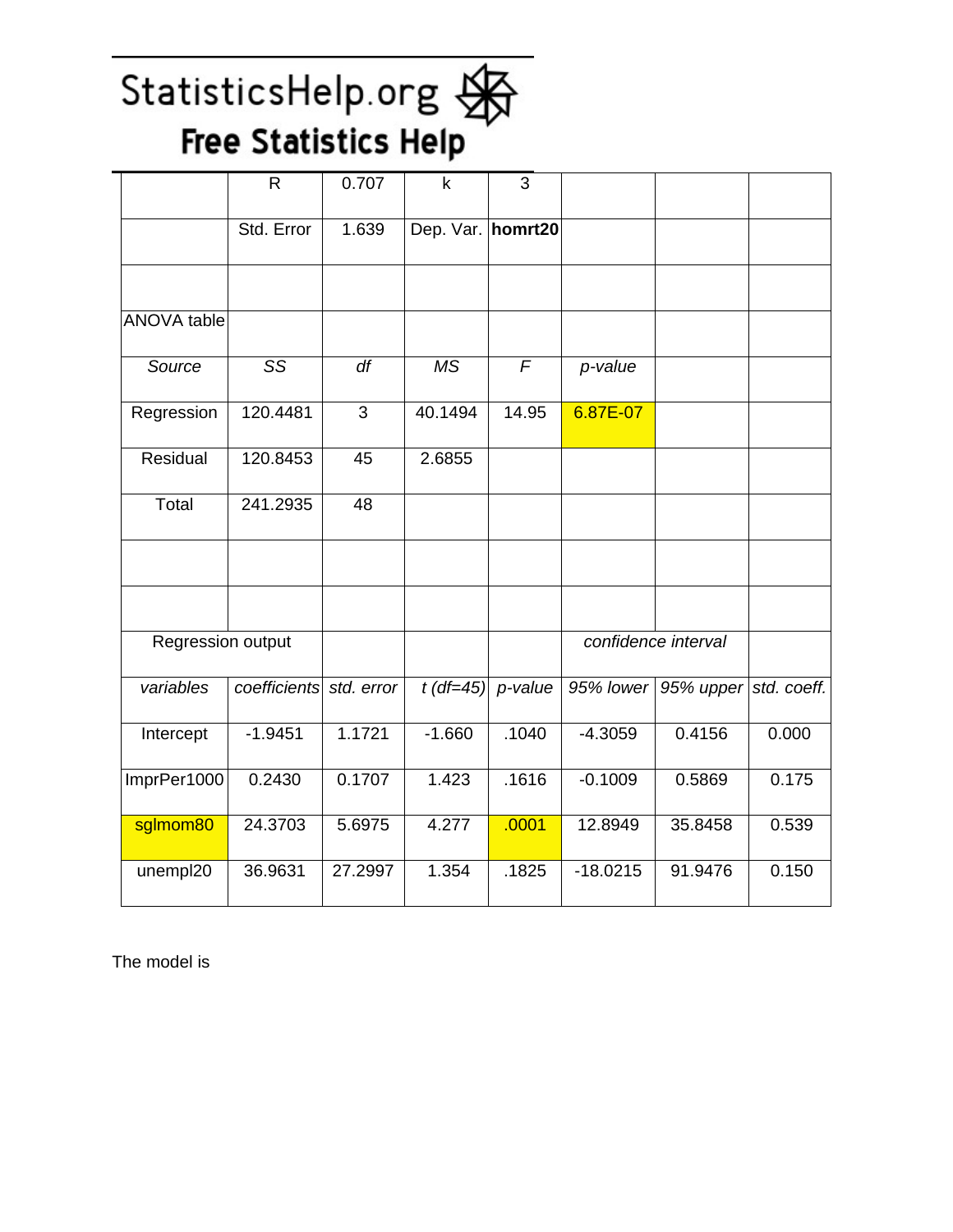# StatisticsHelp.org

## Free Statistics Help

| | R | 0.707 | k | 3 | | | |
|---|---|---|---|---|---|---|---|
| | Std. Error | 1.639 | Dep. Var. | **homrt20** | | | |
| | | | | | | | |
| ANOVA table | | | | | | | |
| *Source* | *SS* | *df* | *MS* | *F* | *p-value* | | |
| Regression | 120.4481 | 3 | 40.1494 | 14.95 | 6.87E-07 | | |
| Residual | 120.8453 | 45 | 2.6855 | | | | |
| Total | 241.2935 | 48 | | | | | |
| | | | | | | | |
| | | | | | | | |
| Regression output | | | | | *confidence interval* | | |
| *variables* | *coefficients* | *std. error* | *t (df=45)* | *p-value* | *95% lower* | *95% upper* | *std. coeff.* |
| Intercept | -1.9451 | 1.1721 | -1.660 | .1040 | -4.3059 | 0.4156 | 0.000 |
| ImprPer1000 | 0.2430 | 0.1707 | 1.423 | .1616 | -0.1009 | 0.5869 | 0.175 |
| sglmom80 | 24.3703 | 5.6975 | 4.277 | .0001 | 12.8949 | 35.8458 | 0.539 |
| unempl20 | 36.9631 | 27.2997 | 1.354 | .1825 | -18.0215 | 91.9476 | 0.150 |

The model is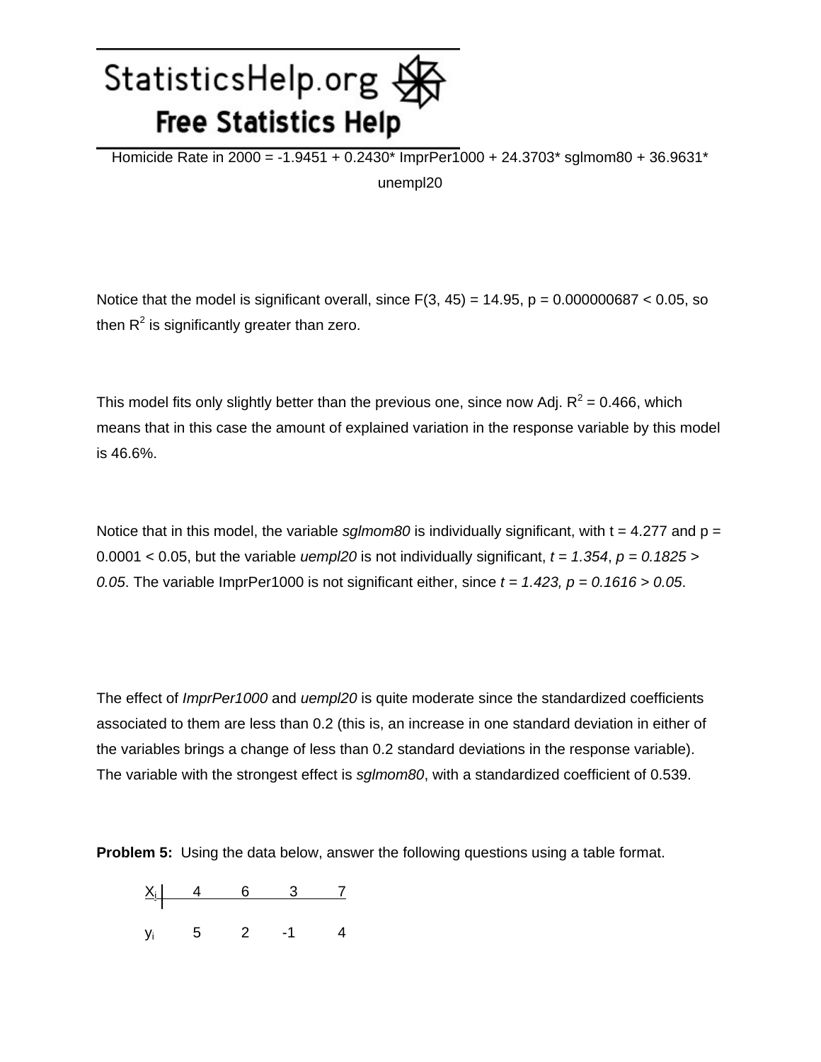Homicide Rate in 2000 = -1.9451 + 0.2430* ImprPer1000 + 24.3703* sglmom80 + 36.9631* unempl20

Notice that the model is significant overall, since $F(3, 45) = 14.95$, $p = 0.000000687 < 0.05$, so then $R^2$ is significantly greater than zero.

This model fits only slightly better than the previous one, since now Adj. $R^2 = 0.466$, which means that in this case the amount of explained variation in the response variable by this model is 46.6%.

Notice that in this model, the variable *sglmom80* is individually significant, with $t = 4.277$ and $p = 0.0001 < 0.05$, but the variable *uempl20* is not individually significant, $t = 1.354$, $p = 0.1825 > 0.05$. The variable ImprPer1000 is not significant either, since $t = 1.423$, $p = 0.1616 > 0.05$.

The effect of *ImprPer1000* and *uempl20* is quite moderate since the standardized coefficients associated to them are less than 0.2 (this is, an increase in one standard deviation in either of the variables brings a change of less than 0.2 standard deviations in the response variable). The variable with the strongest effect is *sglmom80*, with a standardized coefficient of 0.539.

**Problem 5:** Using the data below, answer the following questions using a table format.

| $X_i$ | 4 | 6 | 3 | 7 |
|---|---|---|---|---|
| $y_i$ | 5 | 2 | -1 | 4 |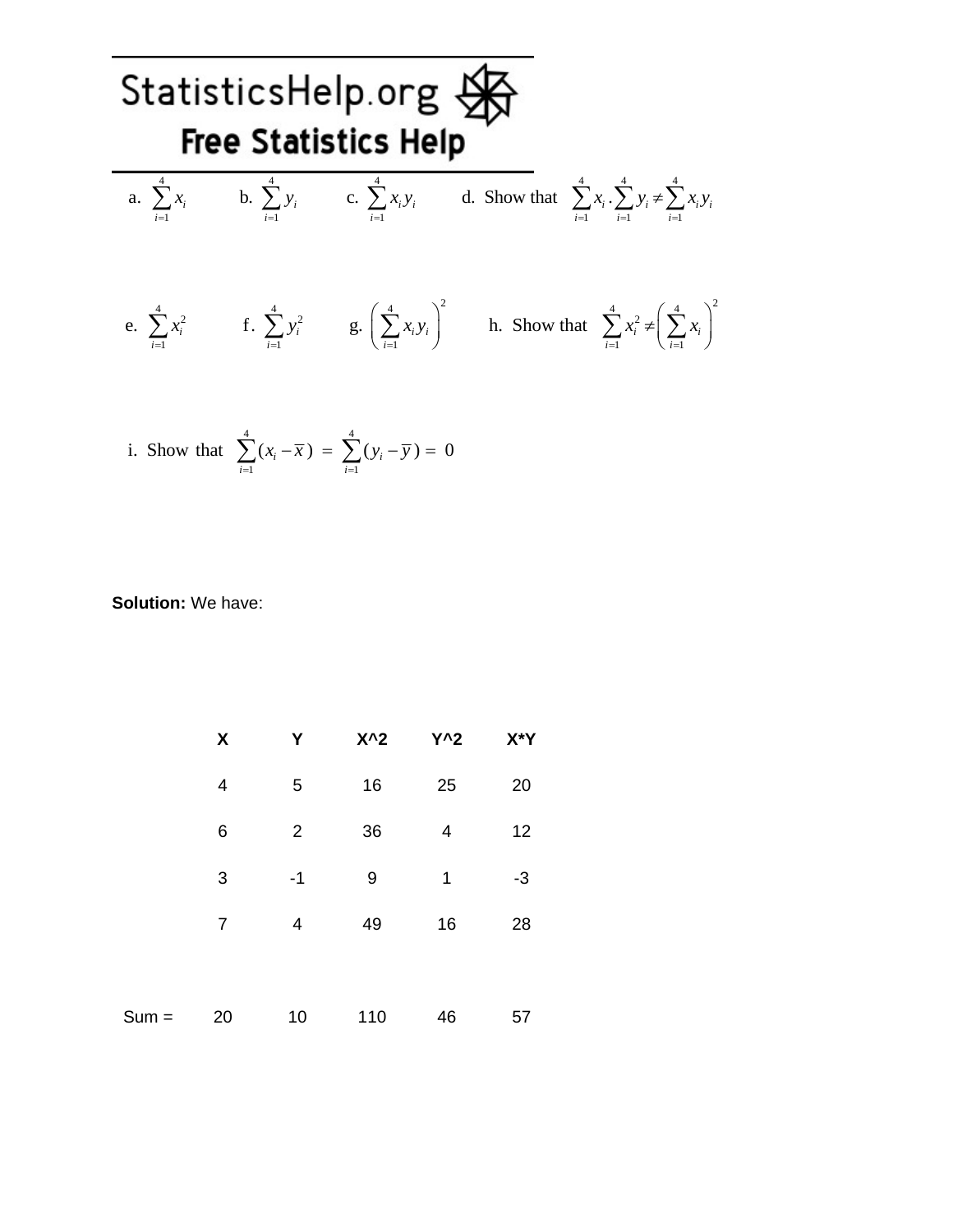a. $\sum_{i=1}^{4} x_i$ b. $\sum_{i=1}^{4} y_i$ c. $\sum_{i=1}^{4} x_i y_i$ d. Show that $\sum_{i=1}^{4} x_i \cdot \sum_{i=1}^{4} y_i \neq \sum_{i=1}^{4} x_i y_i$

e. $\sum_{i=1}^{4} x_i^2$ f. $\sum_{i=1}^{4} y_i^2$ g. $\left( \sum_{i=1}^{4} x_i y_i \right)^2$ h. Show that $\sum_{i=1}^{4} x_i^2 \neq \left( \sum_{i=1}^{4} x_i \right)^2$

i. Show that $\sum_{i=1}^{4} (x_i - \bar{x}) = \sum_{i=1}^{4} (y_i - \bar{y}) = 0$

**Solution:** We have:

| | X | Y | X^2 | Y^2 | X*Y |
|---|---|---|---|---|---|
| | 4 | 5 | 16 | 25 | 20 |
| | 6 | 2 | 36 | 4 | 12 |
| | 3 | -1 | 9 | 1 | -3 |
| | 7 | 4 | 49 | 16 | 28 |
| Sum = | 20 | 10 | 110 | 46 | 57 |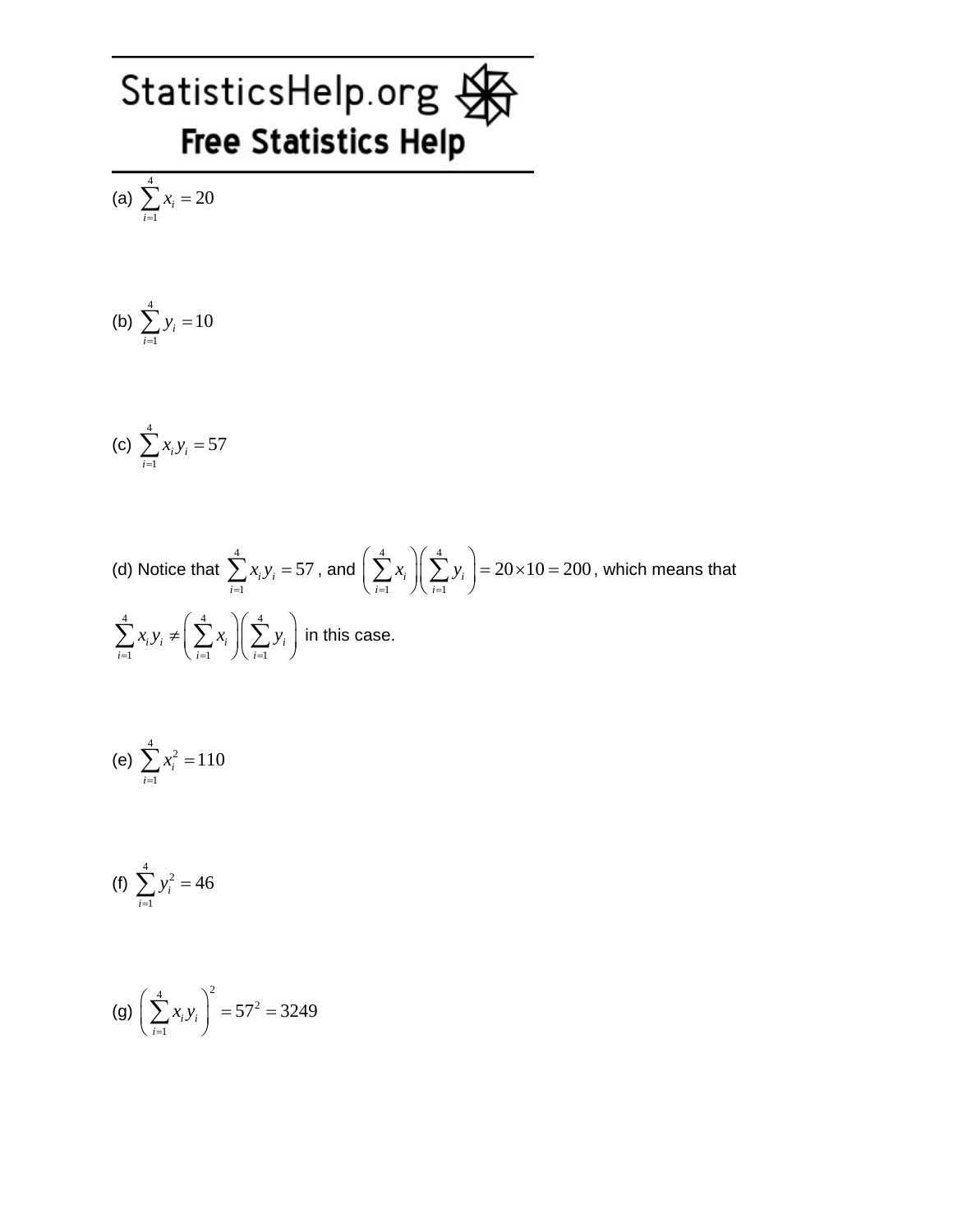(a) $\sum_{i=1}^{4} x_i = 20$

(b) $\sum_{i=1}^{4} y_i = 10$

(c) $\sum_{i=1}^{4} x_i y_i = 57$

(d) Notice that $\sum_{i=1}^{4} x_i y_i = 57$, and $\left(\sum_{i=1}^{4} x_i\right)\left(\sum_{i=1}^{4} y_i\right) = 20 \times 10 = 200$, which means that

$\sum_{i=1}^{4} x_i y_i \neq \left(\sum_{i=1}^{4} x_i\right)\left(\sum_{i=1}^{4} y_i\right)$ in this case.

(e) $\sum_{i=1}^{4} x_i^2 = 110$

(f) $\sum_{i=1}^{4} y_i^2 = 46$

(g) $\left(\sum_{i=1}^{4} x_i y_i\right)^2 = 57^2 = 3249$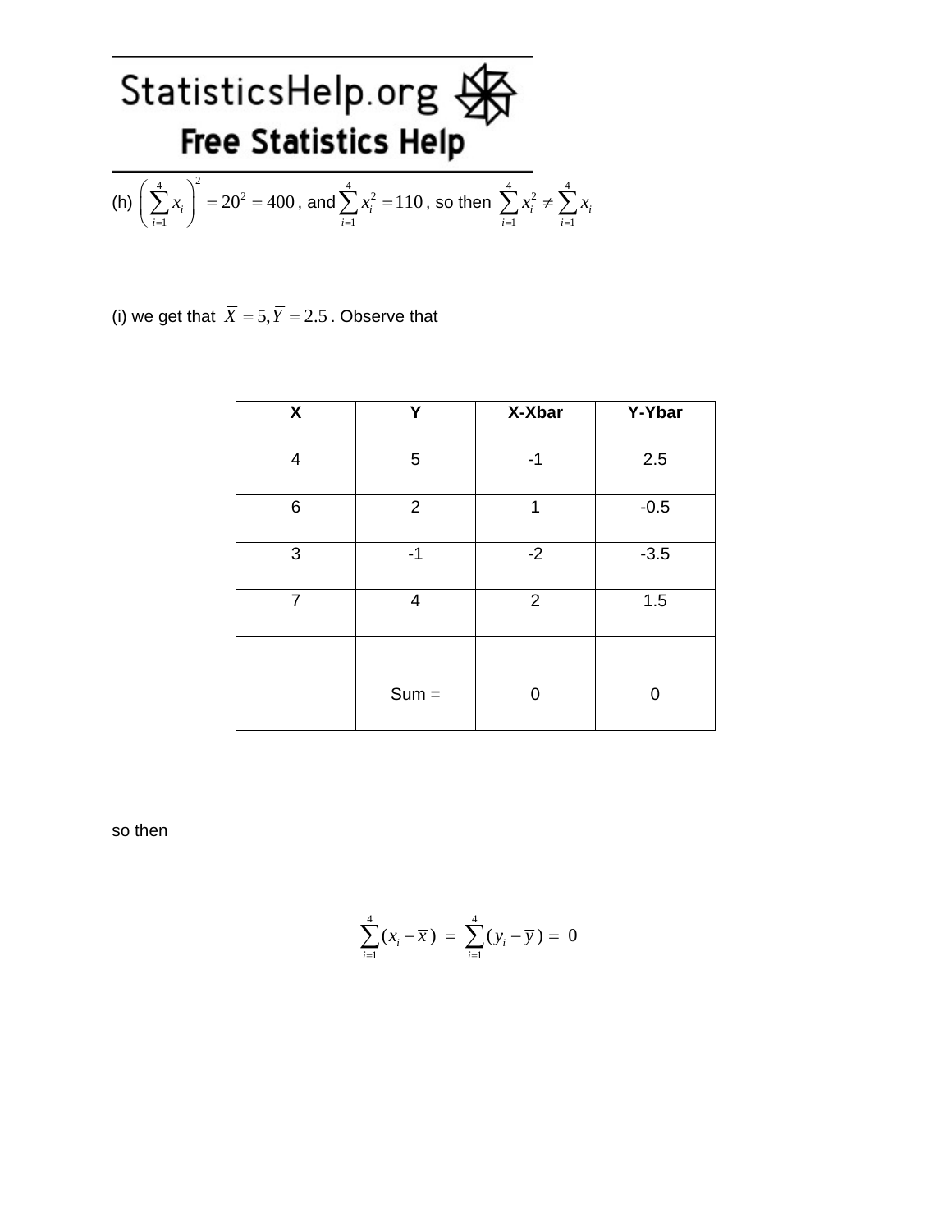(h) $\left(\sum_{i=1}^{4} x_i\right)^2 = 20^2 = 400$, and $\sum_{i=1}^{4} x_i^2 = 110$, so then $\sum_{i=1}^{4} x_i^2 \neq \sum_{i=1}^{4} x_i$

(i) we get that $\overline{X} = 5, \overline{Y} = 2.5$. Observe that

| X | Y | X-Xbar | Y-Ybar |
|---|---|---|---|
| 4 | 5 | -1 | 2.5 |
| 6 | 2 | 1 | -0.5 |
| 3 | -1 | -2 | -3.5 |
| 7 | 4 | 2 | 1.5 |
| | | | |
| | Sum = | 0 | 0 |

so then

$$\sum_{i=1}^{4} (x_i - \overline{x}) = \sum_{i=1}^{4} (y_i - \overline{y}) = 0$$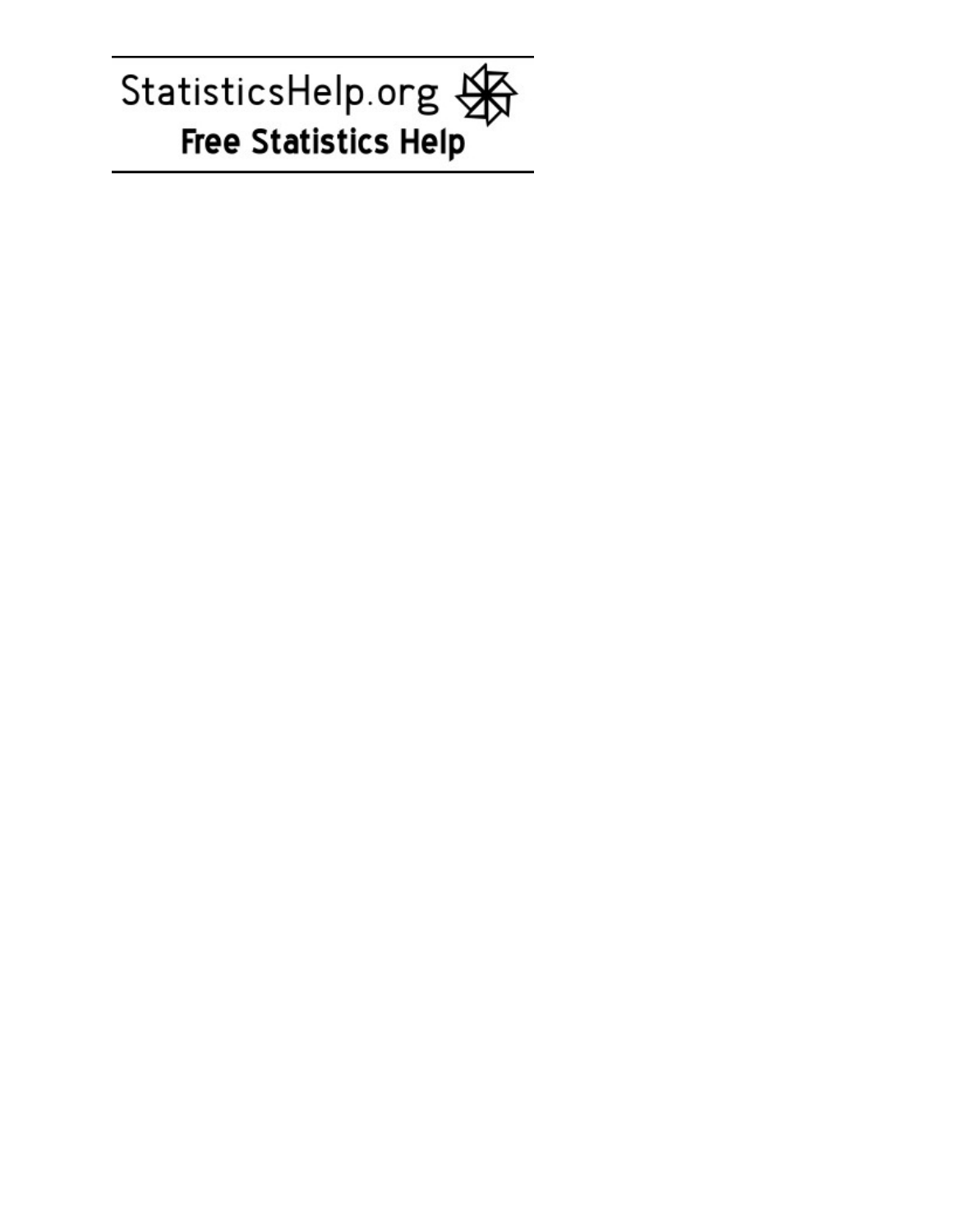StatisticsHelp.org

**Free Statistics Help**